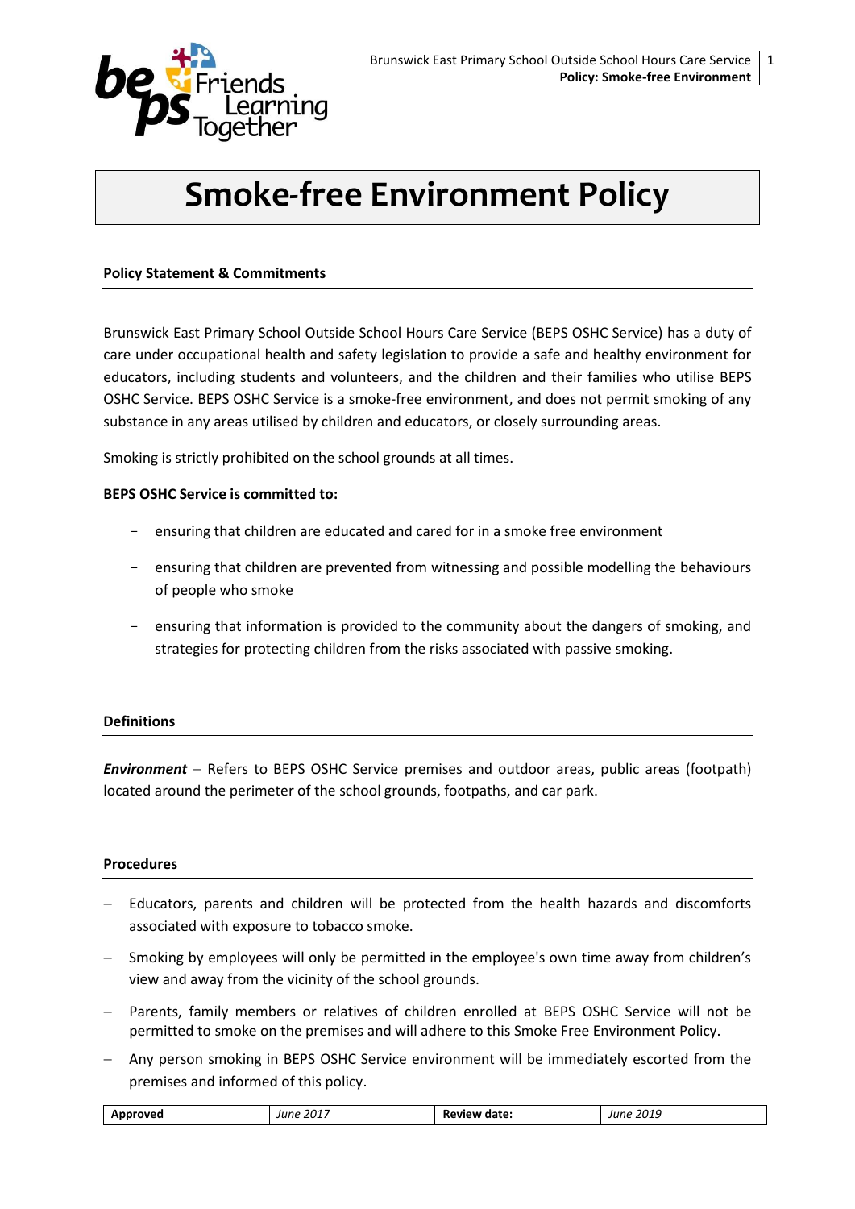# Smoke-free Environment Policy

## Policy Statement & Commitments

Brunswick East Primary School Outside School Hours Care Service (BEPS OSHC Service) has a duty of care under occupational health and safety legislation to provide a safe and healthy environment for educators, including students and volunteers, and the children and their families who utilise BEPS OSHC Service. BEPS OSHC Service is a smoke-free environment, and does not permit smoking of any substance in any areas utilised by children and educators, or closely surrounding areas.

Smoking is strictly prohibited on the school grounds at all times.

**BEPS OSHC Service is committed to:**

- ensuring that children are educated and cared for in a smoke free environment
- ensuring that children are prevented from witnessing and possible modelling the behaviours of people who smoke
- ensuring that information is provided to the community about the dangers of smoking, and strategies for protecting children from the risks associated with passive smoking.

## Definitions

***Environment*** – Refers to BEPS OSHC Service premises and outdoor areas, public areas (footpath) located around the perimeter of the school grounds, footpaths, and car park.

## Procedures

- Educators, parents and children will be protected from the health hazards and discomforts associated with exposure to tobacco smoke.
- Smoking by employees will only be permitted in the employee's own time away from children's view and away from the vicinity of the school grounds.
- Parents, family members or relatives of children enrolled at BEPS OSHC Service will not be permitted to smoke on the premises and will adhere to this Smoke Free Environment Policy.
- Any person smoking in BEPS OSHC Service environment will be immediately escorted from the premises and informed of this policy.

| **Approved** | *June 2017* | **Review date:** | *June 2019* |
|---|---|---|---|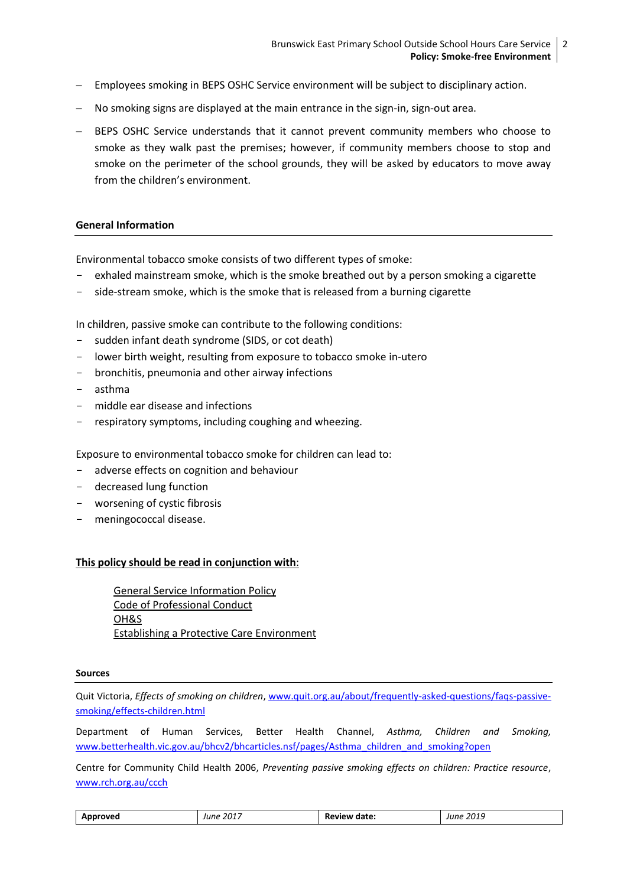- Employees smoking in BEPS OSHC Service environment will be subject to disciplinary action.
- No smoking signs are displayed at the main entrance in the sign-in, sign-out area.
- BEPS OSHC Service understands that it cannot prevent community members who choose to smoke as they walk past the premises; however, if community members choose to stop and smoke on the perimeter of the school grounds, they will be asked by educators to move away from the children's environment.

**General Information**

Environmental tobacco smoke consists of two different types of smoke:

- exhaled mainstream smoke, which is the smoke breathed out by a person smoking a cigarette
- side-stream smoke, which is the smoke that is released from a burning cigarette

In children, passive smoke can contribute to the following conditions:

- sudden infant death syndrome (SIDS, or cot death)
- lower birth weight, resulting from exposure to tobacco smoke in-utero
- bronchitis, pneumonia and other airway infections
- asthma
- middle ear disease and infections
- respiratory symptoms, including coughing and wheezing.

Exposure to environmental tobacco smoke for children can lead to:

- adverse effects on cognition and behaviour
- decreased lung function
- worsening of cystic fibrosis
- meningococcal disease.

**This policy should be read in conjunction with**:

General Service Information Policy
Code of Professional Conduct
OH&S
Establishing a Protective Care Environment

**Sources**

Quit Victoria, *Effects of smoking on children*, www.quit.org.au/about/frequently-asked-questions/faqs-passive-smoking/effects-children.html

Department of Human Services, Better Health Channel, *Asthma, Children and Smoking,* www.betterhealth.vic.gov.au/bhcv2/bhcarticles.nsf/pages/Asthma_children_and_smoking?open

Centre for Community Child Health 2006, *Preventing passive smoking effects on children: Practice resource*, www.rch.org.au/ccch

| **Approved** | *June 2017* | **Review date:** | *June 2019* |
|---|---|---|---|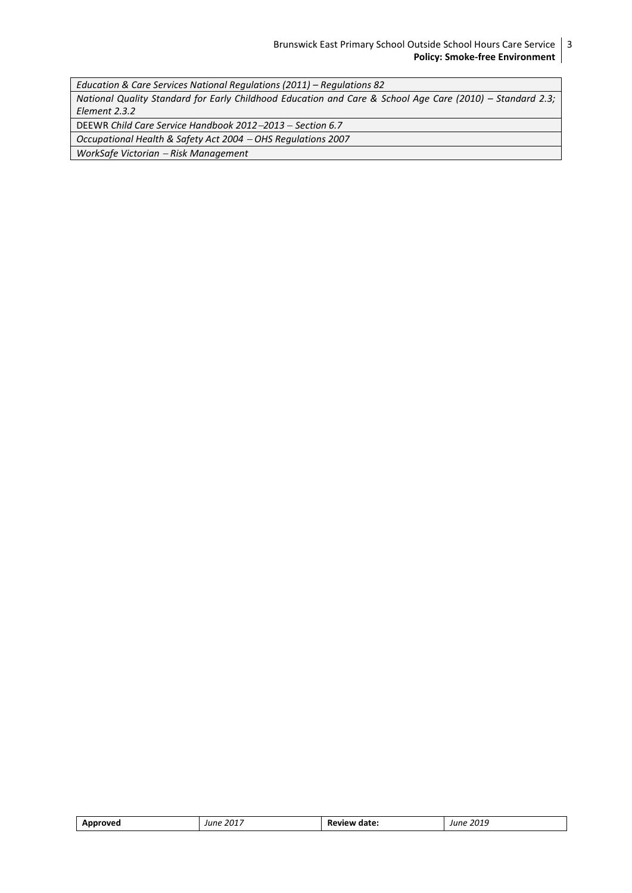| |
|---|
| *Education & Care Services National Regulations (2011) – Regulations 82* |
| *National Quality Standard for Early Childhood Education and Care & School Age Care (2010) – Standard 2.3; Element 2.3.2* |
| DEEWR *Child Care Service Handbook 2012 –2013 – Section 6.7* |
| *Occupational Health & Safety Act 2004 – OHS Regulations 2007* |
| *WorkSafe Victorian – Risk Management* |

| | | | |
|---|---|---|---|
| **Approved** | *June 2017* | **Review date:** | *June 2019* |